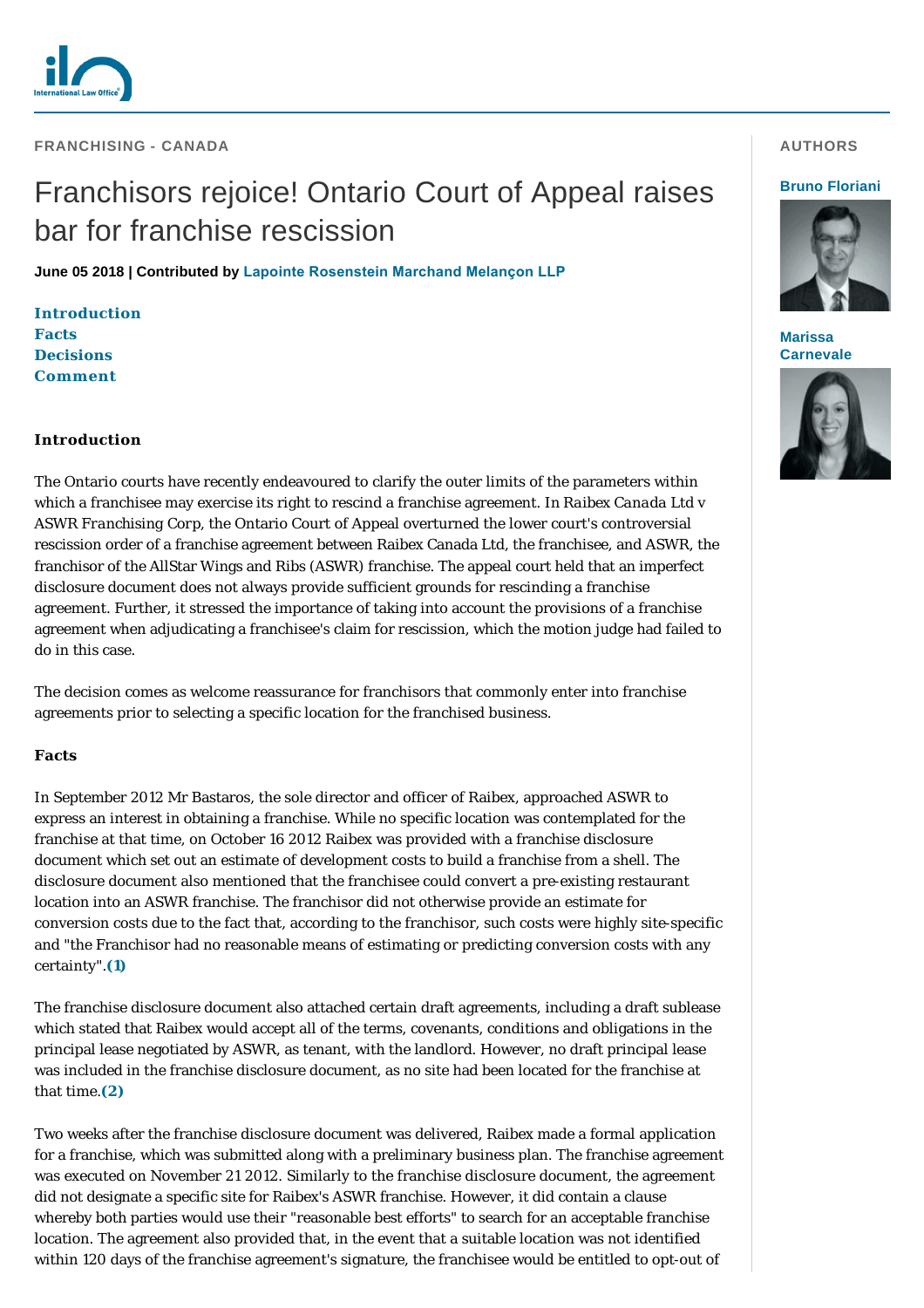**FRANCHISING - CANADA**

# Franchisors rejoice! Ontario Court of Appeal raises bar for franchise rescission

**June 05 2018 | Contributed by Lapointe Rosenstein Marchand Melançon LLP**

**AUTHORS**

**Bruno Floriani**

**Marissa Carnevale**

**Introduction**
**Facts**
**Decisions**
**Comment**

## Introduction

The Ontario courts have recently endeavoured to clarify the outer limits of the parameters within which a franchisee may exercise its right to rescind a franchise agreement. In *Raibex Canada Ltd v ASWR Franchising Corp*, the Ontario Court of Appeal overturned the lower court's controversial rescission order of a franchise agreement between Raibex Canada Ltd, the franchisee, and ASWR, the franchisor of the AllStar Wings and Ribs (ASWR) franchise. The appeal court held that an imperfect disclosure document does not always provide sufficient grounds for rescinding a franchise agreement. Further, it stressed the importance of taking into account the provisions of a franchise agreement when adjudicating a franchisee's claim for rescission, which the motion judge had failed to do in this case.

The decision comes as welcome reassurance for franchisors that commonly enter into franchise agreements prior to selecting a specific location for the franchised business.

## Facts

In September 2012 Mr Bastaros, the sole director and officer of Raibex, approached ASWR to express an interest in obtaining a franchise. While no specific location was contemplated for the franchise at that time, on October 16 2012 Raibex was provided with a franchise disclosure document which set out an estimate of development costs to build a franchise from a shell. The disclosure document also mentioned that the franchisee could convert a pre-existing restaurant location into an ASWR franchise. The franchisor did not otherwise provide an estimate for conversion costs due to the fact that, according to the franchisor, such costs were highly site-specific and "the Franchisor had no reasonable means of estimating or predicting conversion costs with any certainty".(1)

The franchise disclosure document also attached certain draft agreements, including a draft sublease which stated that Raibex would accept all of the terms, covenants, conditions and obligations in the principal lease negotiated by ASWR, as tenant, with the landlord. However, no draft principal lease was included in the franchise disclosure document, as no site had been located for the franchise at that time.(2)

Two weeks after the franchise disclosure document was delivered, Raibex made a formal application for a franchise, which was submitted along with a preliminary business plan. The franchise agreement was executed on November 21 2012. Similarly to the franchise disclosure document, the agreement did not designate a specific site for Raibex's ASWR franchise. However, it did contain a clause whereby both parties would use their "reasonable best efforts" to search for an acceptable franchise location. The agreement also provided that, in the event that a suitable location was not identified within 120 days of the franchise agreement's signature, the franchisee would be entitled to opt-out of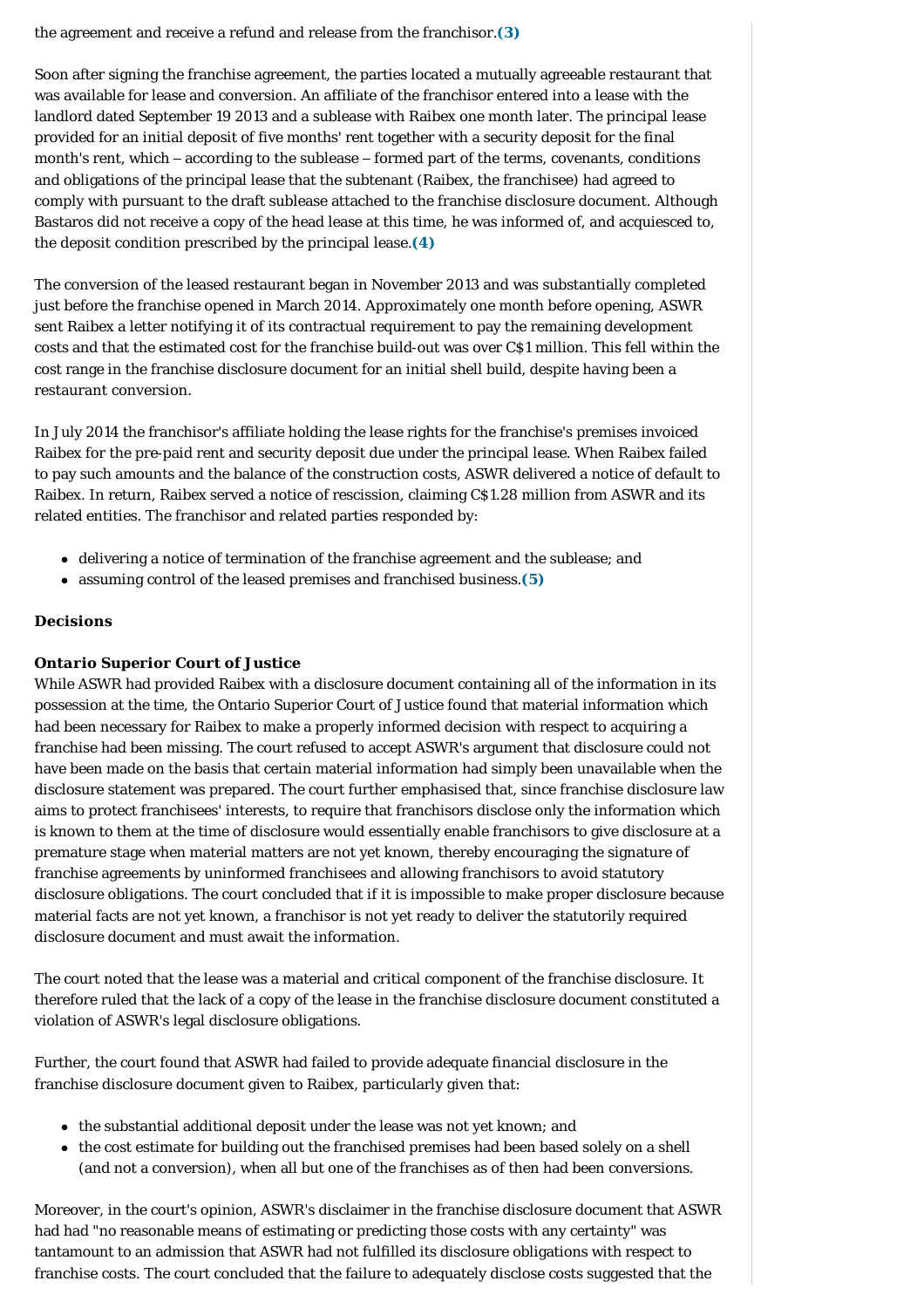the agreement and receive a refund and release from the franchisor.**(3)**

Soon after signing the franchise agreement, the parties located a mutually agreeable restaurant that was available for lease and conversion. An affiliate of the franchisor entered into a lease with the landlord dated September 19 2013 and a sublease with Raibex one month later. The principal lease provided for an initial deposit of five months' rent together with a security deposit for the final month's rent, which – according to the sublease – formed part of the terms, covenants, conditions and obligations of the principal lease that the subtenant (Raibex, the franchisee) had agreed to comply with pursuant to the draft sublease attached to the franchise disclosure document. Although Bastaros did not receive a copy of the head lease at this time, he was informed of, and acquiesced to, the deposit condition prescribed by the principal lease.**(4)**

The conversion of the leased restaurant began in November 2013 and was substantially completed just before the franchise opened in March 2014. Approximately one month before opening, ASWR sent Raibex a letter notifying it of its contractual requirement to pay the remaining development costs and that the estimated cost for the franchise build-out was over C$1 million. This fell within the cost range in the franchise disclosure document for an initial shell build, despite having been a restaurant conversion.

In July 2014 the franchisor's affiliate holding the lease rights for the franchise's premises invoiced Raibex for the pre-paid rent and security deposit due under the principal lease. When Raibex failed to pay such amounts and the balance of the construction costs, ASWR delivered a notice of default to Raibex. In return, Raibex served a notice of rescission, claiming C$1.28 million from ASWR and its related entities. The franchisor and related parties responded by:

- delivering a notice of termination of the franchise agreement and the sublease; and
- assuming control of the leased premises and franchised business.**(5)**

### Decisions

**Ontario Superior Court of Justice**

While ASWR had provided Raibex with a disclosure document containing all of the information in its possession at the time, the Ontario Superior Court of Justice found that material information which had been necessary for Raibex to make a properly informed decision with respect to acquiring a franchise had been missing. The court refused to accept ASWR's argument that disclosure could not have been made on the basis that certain material information had simply been unavailable when the disclosure statement was prepared. The court further emphasised that, since franchise disclosure law aims to protect franchisees' interests, to require that franchisors disclose only the information which is known to them at the time of disclosure would essentially enable franchisors to give disclosure at a premature stage when material matters are not yet known, thereby encouraging the signature of franchise agreements by uninformed franchisees and allowing franchisors to avoid statutory disclosure obligations. The court concluded that if it is impossible to make proper disclosure because material facts are not yet known, a franchisor is not yet ready to deliver the statutorily required disclosure document and must await the information.

The court noted that the lease was a material and critical component of the franchise disclosure. It therefore ruled that the lack of a copy of the lease in the franchise disclosure document constituted a violation of ASWR's legal disclosure obligations.

Further, the court found that ASWR had failed to provide adequate financial disclosure in the franchise disclosure document given to Raibex, particularly given that:

- the substantial additional deposit under the lease was not yet known; and
- the cost estimate for building out the franchised premises had been based solely on a shell (and not a conversion), when all but one of the franchises as of then had been conversions.

Moreover, in the court's opinion, ASWR's disclaimer in the franchise disclosure document that ASWR had had "no reasonable means of estimating or predicting those costs with any certainty" was tantamount to an admission that ASWR had not fulfilled its disclosure obligations with respect to franchise costs. The court concluded that the failure to adequately disclose costs suggested that the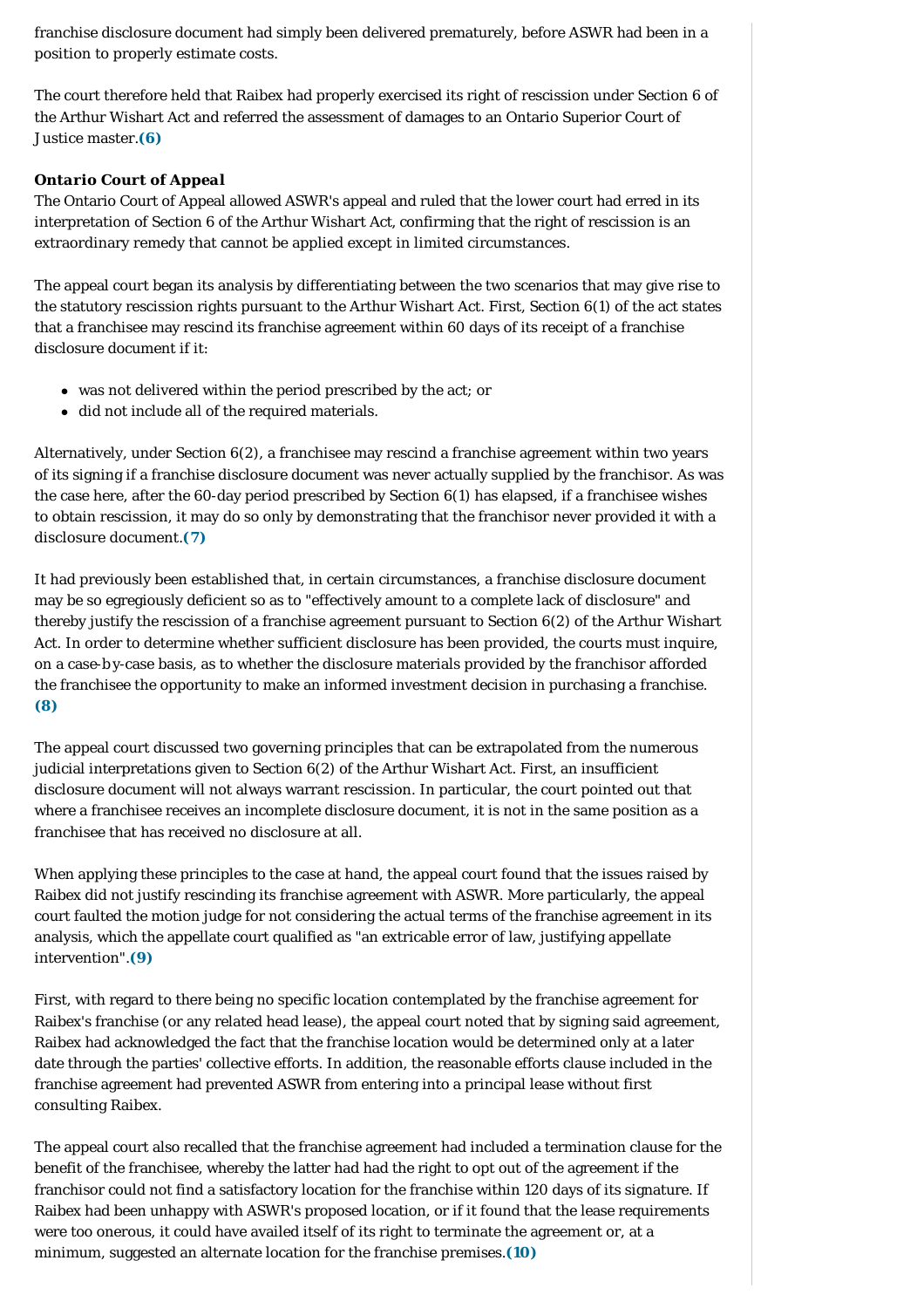franchise disclosure document had simply been delivered prematurely, before ASWR had been in a position to properly estimate costs.

The court therefore held that Raibex had properly exercised its right of rescission under Section 6 of the Arthur Wishart Act and referred the assessment of damages to an Ontario Superior Court of Justice master.**(6)**

**Ontario Court of Appeal**

The Ontario Court of Appeal allowed ASWR's appeal and ruled that the lower court had erred in its interpretation of Section 6 of the Arthur Wishart Act, confirming that the right of rescission is an extraordinary remedy that cannot be applied except in limited circumstances.

The appeal court began its analysis by differentiating between the two scenarios that may give rise to the statutory rescission rights pursuant to the Arthur Wishart Act. First, Section 6(1) of the act states that a franchisee may rescind its franchise agreement within 60 days of its receipt of a franchise disclosure document if it:

- was not delivered within the period prescribed by the act; or
- did not include all of the required materials.

Alternatively, under Section 6(2), a franchisee may rescind a franchise agreement within two years of its signing if a franchise disclosure document was never actually supplied by the franchisor. As was the case here, after the 60-day period prescribed by Section 6(1) has elapsed, if a franchisee wishes to obtain rescission, it may do so only by demonstrating that the franchisor never provided it with a disclosure document.**(7)**

It had previously been established that, in certain circumstances, a franchise disclosure document may be so egregiously deficient so as to "effectively amount to a complete lack of disclosure" and thereby justify the rescission of a franchise agreement pursuant to Section 6(2) of the Arthur Wishart Act. In order to determine whether sufficient disclosure has been provided, the courts must inquire, on a case-by-case basis, as to whether the disclosure materials provided by the franchisor afforded the franchisee the opportunity to make an informed investment decision in purchasing a franchise.**(8)**

The appeal court discussed two governing principles that can be extrapolated from the numerous judicial interpretations given to Section 6(2) of the Arthur Wishart Act. First, an insufficient disclosure document will not always warrant rescission. In particular, the court pointed out that where a franchisee receives an incomplete disclosure document, it is not in the same position as a franchisee that has received no disclosure at all.

When applying these principles to the case at hand, the appeal court found that the issues raised by Raibex did not justify rescinding its franchise agreement with ASWR. More particularly, the appeal court faulted the motion judge for not considering the actual terms of the franchise agreement in its analysis, which the appellate court qualified as "an extricable error of law, justifying appellate intervention".**(9)**

First, with regard to there being no specific location contemplated by the franchise agreement for Raibex's franchise (or any related head lease), the appeal court noted that by signing said agreement, Raibex had acknowledged the fact that the franchise location would be determined only at a later date through the parties' collective efforts. In addition, the reasonable efforts clause included in the franchise agreement had prevented ASWR from entering into a principal lease without first consulting Raibex.

The appeal court also recalled that the franchise agreement had included a termination clause for the benefit of the franchisee, whereby the latter had had the right to opt out of the agreement if the franchisor could not find a satisfactory location for the franchise within 120 days of its signature. If Raibex had been unhappy with ASWR's proposed location, or if it found that the lease requirements were too onerous, it could have availed itself of its right to terminate the agreement or, at a minimum, suggested an alternate location for the franchise premises.**(10)**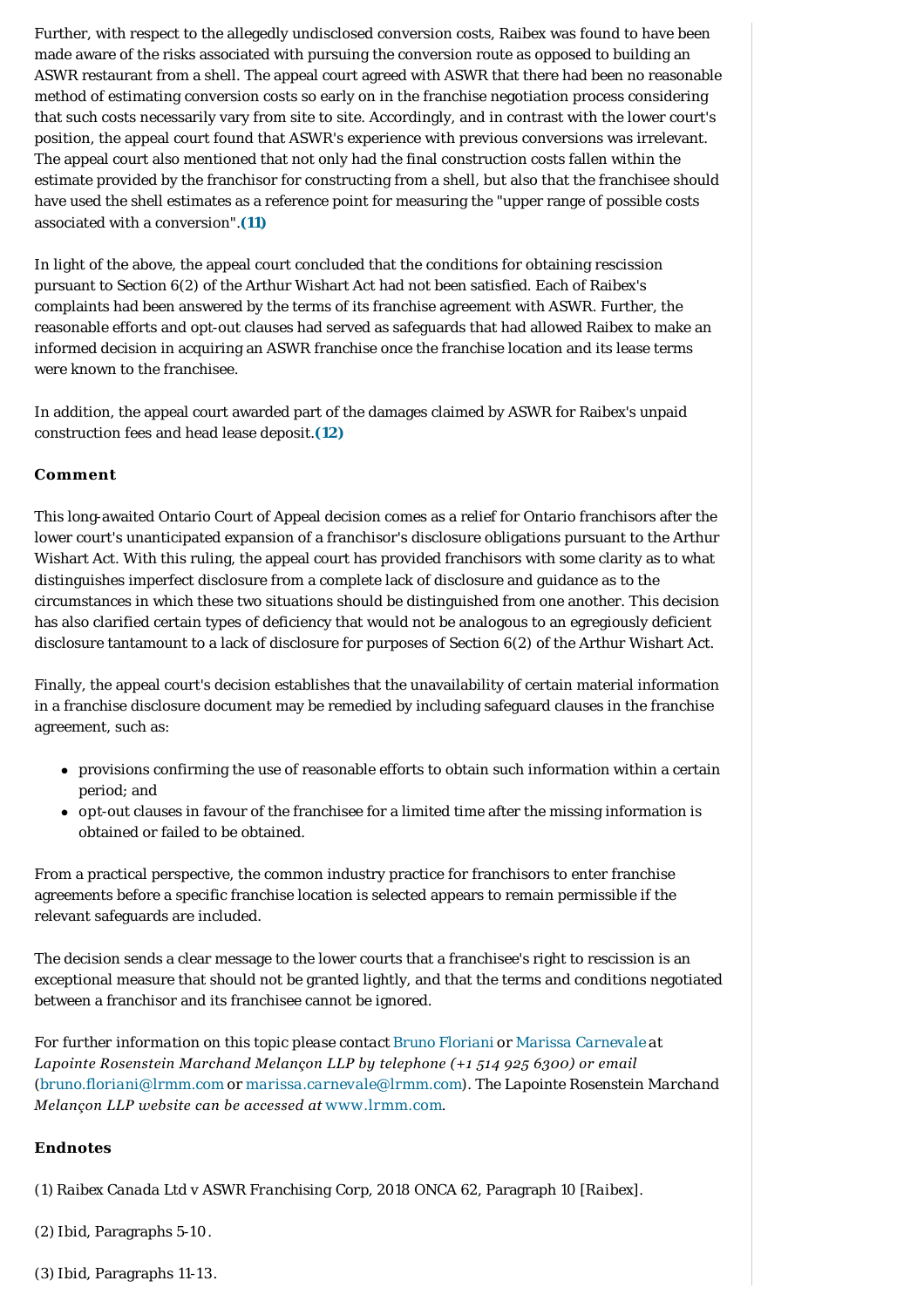Further, with respect to the allegedly undisclosed conversion costs, Raibex was found to have been made aware of the risks associated with pursuing the conversion route as opposed to building an ASWR restaurant from a shell. The appeal court agreed with ASWR that there had been no reasonable method of estimating conversion costs so early on in the franchise negotiation process considering that such costs necessarily vary from site to site. Accordingly, and in contrast with the lower court's position, the appeal court found that ASWR's experience with previous conversions was irrelevant. The appeal court also mentioned that not only had the final construction costs fallen within the estimate provided by the franchisor for constructing from a shell, but also that the franchisee should have used the shell estimates as a reference point for measuring the "upper range of possible costs associated with a conversion".**(11)**

In light of the above, the appeal court concluded that the conditions for obtaining rescission pursuant to Section 6(2) of the Arthur Wishart Act had not been satisfied. Each of Raibex's complaints had been answered by the terms of its franchise agreement with ASWR. Further, the reasonable efforts and opt-out clauses had served as safeguards that had allowed Raibex to make an informed decision in acquiring an ASWR franchise once the franchise location and its lease terms were known to the franchisee.

In addition, the appeal court awarded part of the damages claimed by ASWR for Raibex's unpaid construction fees and head lease deposit.**(12)**

### Comment

This long-awaited Ontario Court of Appeal decision comes as a relief for Ontario franchisors after the lower court's unanticipated expansion of a franchisor's disclosure obligations pursuant to the Arthur Wishart Act. With this ruling, the appeal court has provided franchisors with some clarity as to what distinguishes imperfect disclosure from a complete lack of disclosure and guidance as to the circumstances in which these two situations should be distinguished from one another. This decision has also clarified certain types of deficiency that would not be analogous to an egregiously deficient disclosure tantamount to a lack of disclosure for purposes of Section 6(2) of the Arthur Wishart Act.

Finally, the appeal court's decision establishes that the unavailability of certain material information in a franchise disclosure document may be remedied by including safeguard clauses in the franchise agreement, such as:

- provisions confirming the use of reasonable efforts to obtain such information within a certain period; and
- opt-out clauses in favour of the franchisee for a limited time after the missing information is obtained or failed to be obtained.

From a practical perspective, the common industry practice for franchisors to enter franchise agreements before a specific franchise location is selected appears to remain permissible if the relevant safeguards are included.

The decision sends a clear message to the lower courts that a franchisee's right to rescission is an exceptional measure that should not be granted lightly, and that the terms and conditions negotiated between a franchisor and its franchisee cannot be ignored.

*For further information on this topic please contact* Bruno Floriani *or* Marissa Carnevale *at Lapointe Rosenstein Marchand Melançon LLP by telephone (+1 514 925 6300) or email* (bruno.floriani@lrmm.com *or* marissa.carnevale@lrmm.com*). The Lapointe Rosenstein Marchand Melançon LLP website can be accessed at* www.lrmm.com.

### Endnotes

(1) *Raibex Canada Ltd v ASWR Franchising Corp*, 2018 ONCA 62, Paragraph 10 [*Raibex*].

(2) *Ibid*, Paragraphs 5-10.

(3) *Ibid*, Paragraphs 11-13.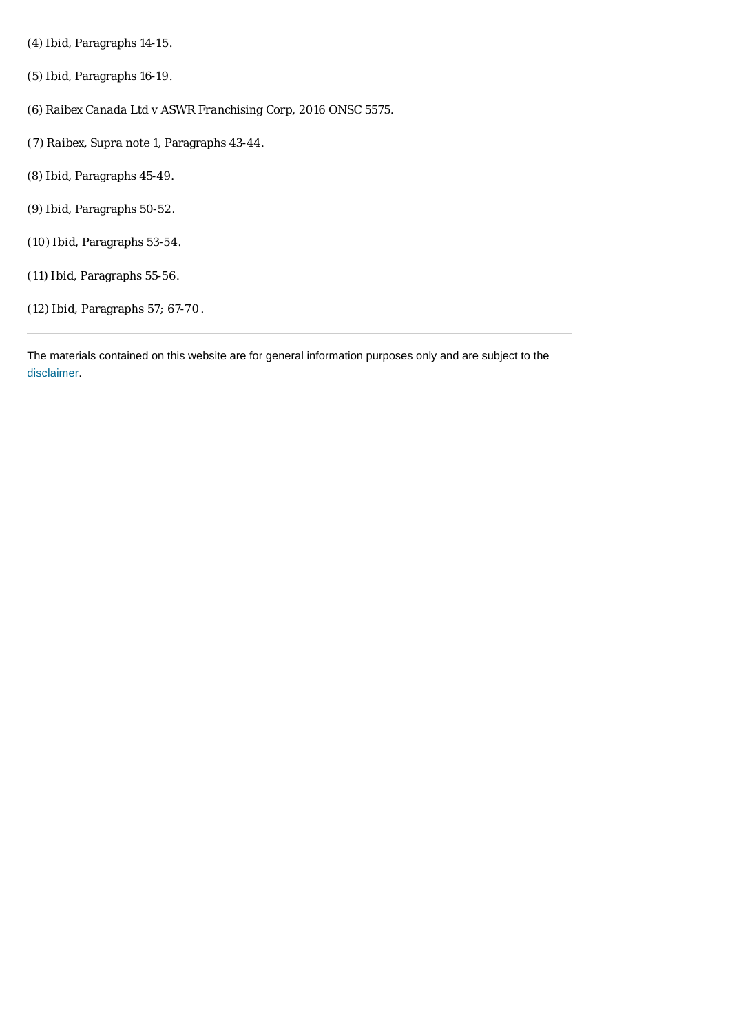(4) Ibid, Paragraphs 14-15.

(5) Ibid, Paragraphs 16-19.

(6) *Raibex Canada Ltd v ASWR Franchising Corp*, 2016 ONSC 5575.

(7) *Raibex, Supra* note 1, Paragraphs 43-44.

(8) Ibid, Paragraphs 45-49.

(9) Ibid, Paragraphs 50-52.

(10) Ibid, Paragraphs 53-54.

(11) Ibid, Paragraphs 55-56.

(12) Ibid, Paragraphs 57; 67-70.

---

The materials contained on this website are for general information purposes only and are subject to the disclaimer.